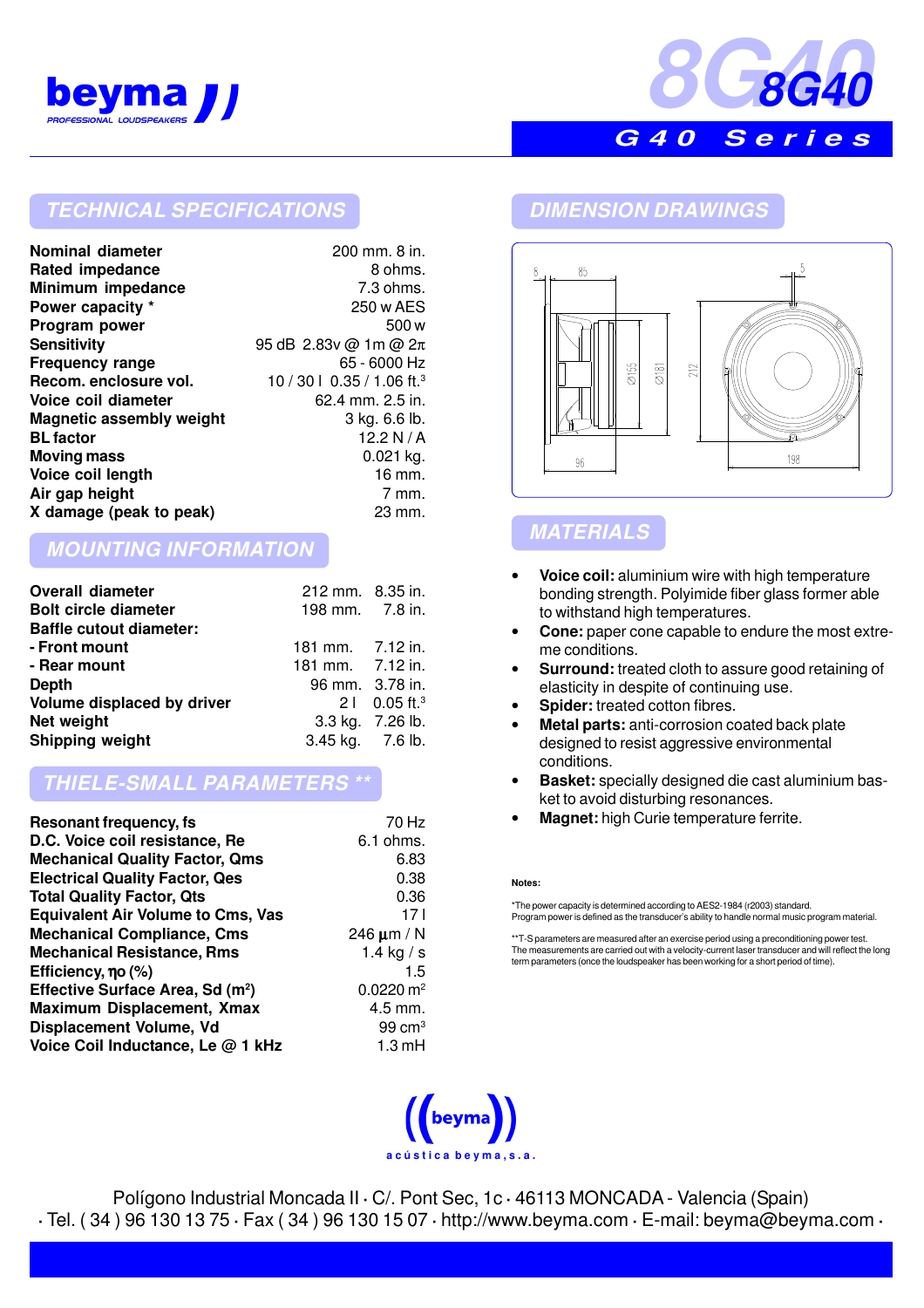beyma

PROFESSIONAL LOUDSPEAKERS

# 8G40

## G40 Series

## TECHNICAL SPECIFICATIONS

| | |
|---|---|
| **Nominal diameter** | 200 mm. 8 in. |
| **Rated impedance** | 8 ohms. |
| **Minimum impedance** | 7.3 ohms. |
| **Power capacity *** | 250 w AES |
| **Program power** | 500 w |
| **Sensitivity** | 95 dB 2.83v @ 1m @ 2π |
| **Frequency range** | 65 - 6000 Hz |
| **Recom. enclosure vol.** | 10 / 30 l 0.35 / 1.06 ft.$^3$ |
| **Voice coil diameter** | 62.4 mm. 2.5 in. |
| **Magnetic assembly weight** | 3 kg. 6.6 lb. |
| **BL factor** | 12.2 N / A |
| **Moving mass** | 0.021 kg. |
| **Voice coil length** | 16 mm. |
| **Air gap height** | 7 mm. |
| **X damage (peak to peak)** | 23 mm. |

## MOUNTING INFORMATION

| | | |
|---|---|---|
| **Overall diameter** | 212 mm. | 8.35 in. |
| **Bolt circle diameter** | 198 mm. | 7.8 in. |
| **Baffle cutout diameter:** | | |
| **- Front mount** | 181 mm. | 7.12 in. |
| **- Rear mount** | 181 mm. | 7.12 in. |
| **Depth** | 96 mm. | 3.78 in. |
| **Volume displaced by driver** | 2 l | 0.05 ft.$^3$ |
| **Net weight** | 3.3 kg. | 7.26 lb. |
| **Shipping weight** | 3.45 kg. | 7.6 lb. |

## THIELE-SMALL PARAMETERS **

| | |
|---|---|
| **Resonant frequency, fs** | 70 Hz |
| **D.C. Voice coil resistance, Re** | 6.1 ohms. |
| **Mechanical Quality Factor, Qms** | 6.83 |
| **Electrical Quality Factor, Qes** | 0.38 |
| **Total Quality Factor, Qts** | 0.36 |
| **Equivalent Air Volume to Cms, Vas** | 17 l |
| **Mechanical Compliance, Cms** | 246 µm / N |
| **Mechanical Resistance, Rms** | 1.4 kg / s |
| **Efficiency, ηo (%)** | 1.5 |
| **Effective Surface Area, Sd (m$^2$)** | 0.0220 m$^2$ |
| **Maximum Displacement, Xmax** | 4.5 mm. |
| **Displacement Volume, Vd** | 99 cm$^3$ |
| **Voice Coil Inductance, Le @ 1 kHz** | 1.3 mH |

## DIMENSION DRAWINGS

8, 85, Ø155, Ø181, 212, 96, 5, 198

## MATERIALS

- **Voice coil:** aluminium wire with high temperature bonding strength. Polyimide fiber glass former able to withstand high temperatures.
- **Cone:** paper cone capable to endure the most extreme conditions.
- **Surround:** treated cloth to assure good retaining of elasticity in despite of continuing use.
- **Spider:** treated cotton fibres.
- **Metal parts:** anti-corrosion coated back plate designed to resist aggressive environmental conditions.
- **Basket:** specially designed die cast aluminium basket to avoid disturbing resonances.
- **Magnet:** high Curie temperature ferrite.

**Notes:**

*The power capacity is determined according to AES2-1984 (r2003) standard. Program power is defined as the transducer's ability to handle normal music program material.

**T-S parameters are measured after an exercise period using a preconditioning power test. The measurements are carried out with a velocity-current laser transducer and will reflect the long term parameters (once the loudspeaker has been working for a short period of time).

beyma

acústica beyma, s.a.

Polígono Industrial Moncada II · C/. Pont Sec, 1c · 46113 MONCADA - Valencia (Spain)
· Tel. ( 34 ) 96 130 13 75 · Fax ( 34 ) 96 130 15 07 · http://www.beyma.com · E-mail: beyma@beyma.com ·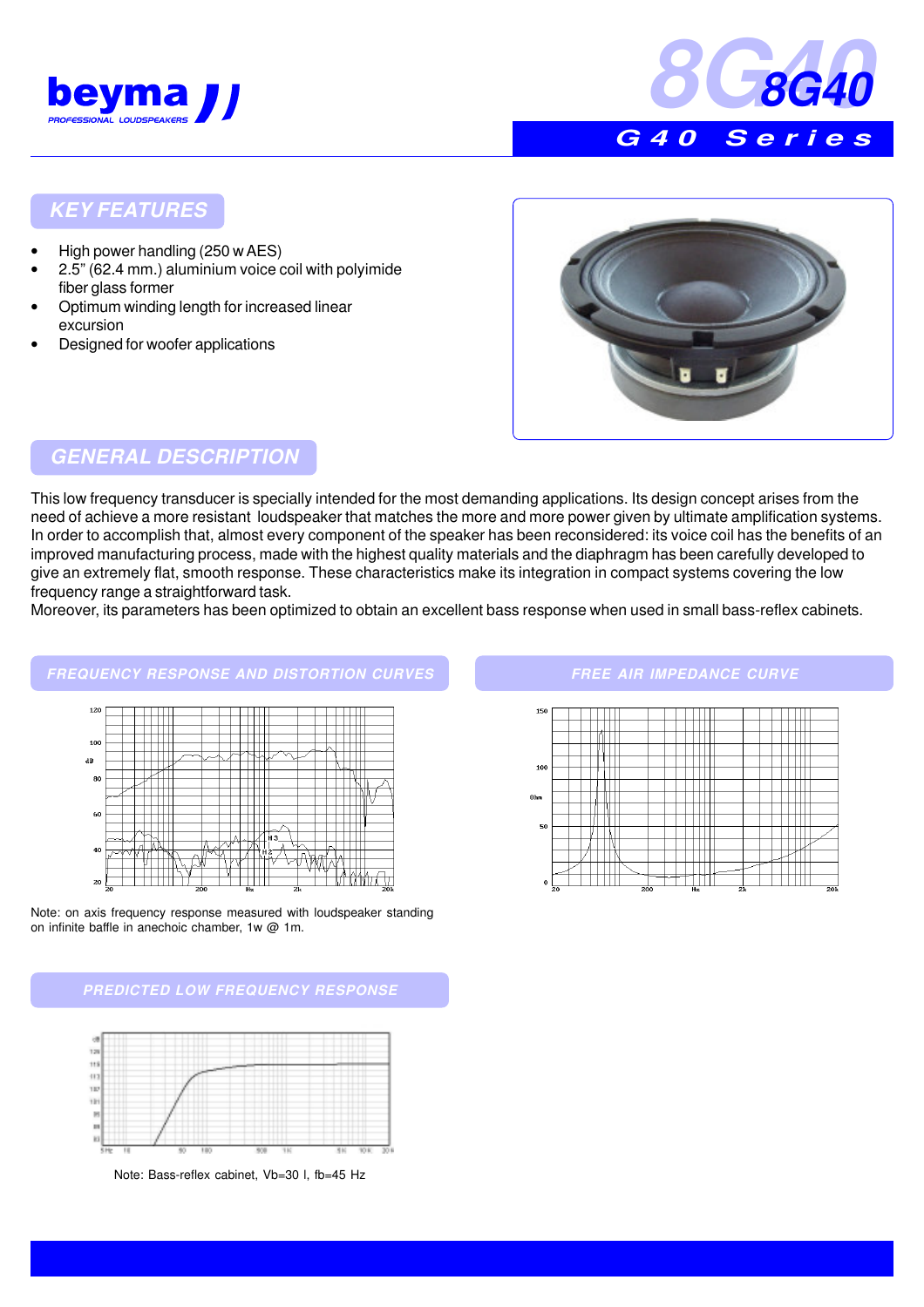beyma
PROFESSIONAL LOUDSPEAKERS

# 8G40

G40 Series

## KEY FEATURES

- High power handling (250 w AES)
- 2.5" (62.4 mm.) aluminium voice coil with polyimide fiber glass former
- Optimum winding length for increased linear excursion
- Designed for woofer applications

## GENERAL DESCRIPTION

This low frequency transducer is specially intended for the most demanding applications. Its design concept arises from the need of achieve a more resistant loudspeaker that matches the more and more power given by ultimate amplification systems. In order to accomplish that, almost every component of the speaker has been reconsidered: its voice coil has the benefits of an improved manufacturing process, made with the highest quality materials and the diaphragm has been carefully developed to give an extremely flat, smooth response. These characteristics make its integration in compact systems covering the low frequency range a straightforward task.
Moreover, its parameters has been optimized to obtain an excellent bass response when used in small bass-reflex cabinets.

## FREQUENCY RESPONSE AND DISTORTION CURVES

120
100
dB
80
60
40
20
H3
H2
20
200
Hz
2k
20k

Note: on axis frequency response measured with loudspeaker standing on infinite baffle in anechoic chamber, 1w @ 1m.

## FREE AIR IMPEDANCE CURVE

150
100
Ohm
50
0
20
200
Hz
2k
20k

## PREDICTED LOW FREQUENCY RESPONSE

Note: Bass-reflex cabinet, Vb=30 l, fb=45 Hz